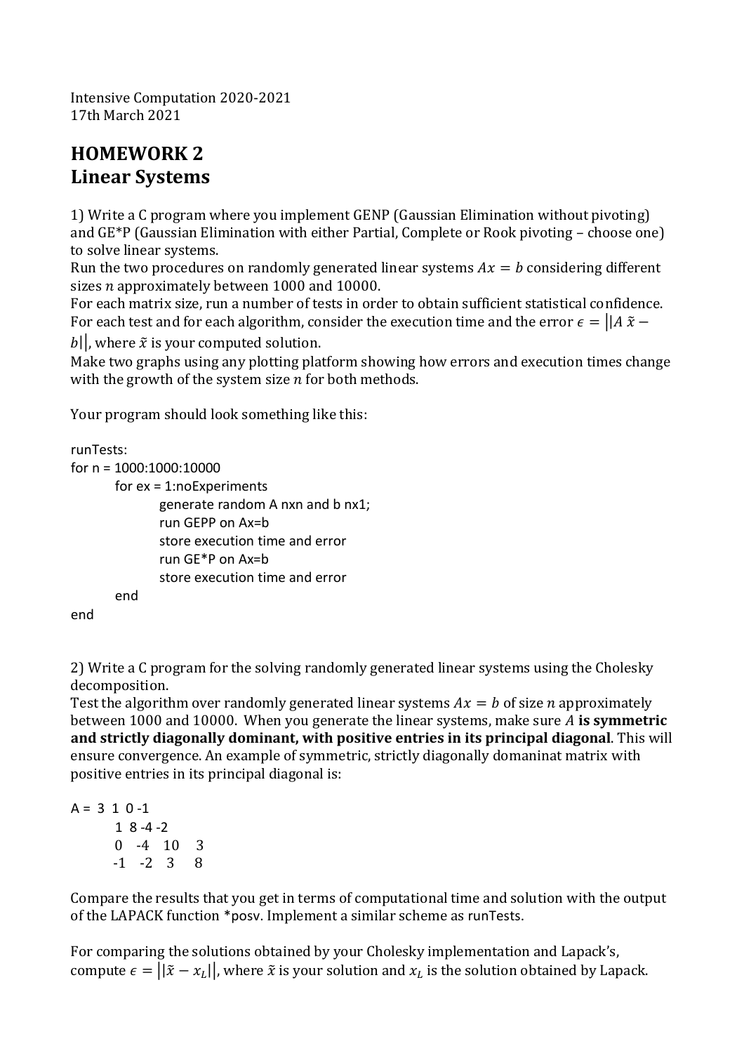Intensive Computation 2020-2021
17th March 2021

# HOMEWORK 2
# Linear Systems

1) Write a C program where you implement GENP (Gaussian Elimination without pivoting) and GE*P (Gaussian Elimination with either Partial, Complete or Rook pivoting – choose one) to solve linear systems.
Run the two procedures on randomly generated linear systems $Ax = b$ considering different sizes $n$ approximately between 1000 and 10000.
For each matrix size, run a number of tests in order to obtain sufficient statistical confidence.
For each test and for each algorithm, consider the execution time and the error $\epsilon = ||A\,\tilde{x} - b||$, where $\tilde{x}$ is your computed solution.
Make two graphs using any plotting platform showing how errors and execution times change with the growth of the system size $n$ for both methods.

Your program should look something like this:

```
runTests:
for n = 1000:1000:10000
        for ex = 1:noExperiments
                generate random A nxn and b nx1;
                run GEPP on Ax=b
                store execution time and error
                run GE*P on Ax=b
                store execution time and error
        end
end
```

2) Write a C program for the solving randomly generated linear systems using the Cholesky decomposition.
Test the algorithm over randomly generated linear systems $Ax = b$ of size $n$ approximately between 1000 and 10000. When you generate the linear systems, make sure $A$ **is symmetric and strictly diagonally dominant, with positive entries in its principal diagonal**. This will ensure convergence. An example of symmetric, strictly diagonally domaninat matrix with positive entries in its principal diagonal is:

```
A =  3  1  0 -1
     1  8 -4 -2
     0 -4 10  3
    -1 -2  3  8
```

Compare the results that you get in terms of computational time and solution with the output of the LAPACK function *posv. Implement a similar scheme as runTests.

For comparing the solutions obtained by your Cholesky implementation and Lapack's, compute $\epsilon = ||\tilde{x} - x_L||$, where $\tilde{x}$ is your solution and $x_L$ is the solution obtained by Lapack.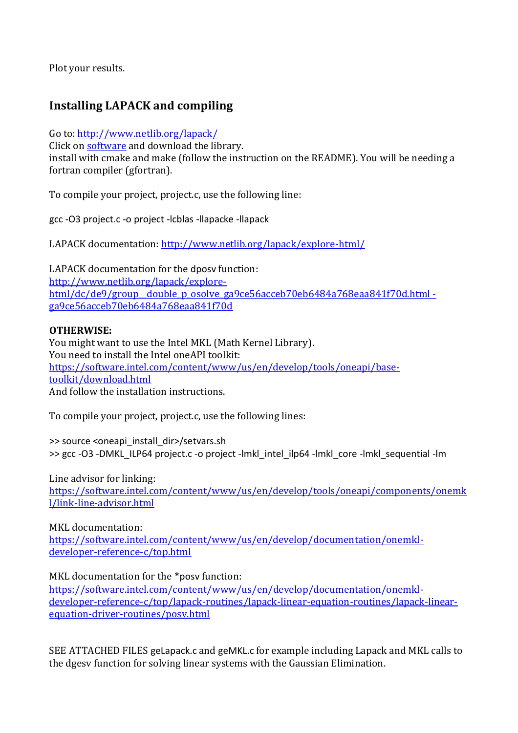Plot your results.

## Installing LAPACK and compiling

Go to: http://www.netlib.org/lapack/
Click on software and download the library.
install with cmake and make (follow the instruction on the README). You will be needing a fortran compiler (gfortran).

To compile your project, project.c, use the following line:

```
gcc -O3 project.c -o project -lcblas -llapacke -llapack
```

LAPACK documentation: http://www.netlib.org/lapack/explore-html/

LAPACK documentation for the dposv function:
http://www.netlib.org/lapack/explore-html/dc/de9/group__double_p_osolve_ga9ce56acceb70eb6484a768eaa841f70d.html - ga9ce56acceb70eb6484a768eaa841f70d

**OTHERWISE:**
You might want to use the Intel MKL (Math Kernel Library).
You need to install the Intel oneAPI toolkit:
https://software.intel.com/content/www/us/en/develop/tools/oneapi/base-toolkit/download.html
And follow the installation instructions.

To compile your project, project.c, use the following lines:

```
>> source <oneapi_install_dir>/setvars.sh
>> gcc -O3 -DMKL_ILP64 project.c -o project -lmkl_intel_ilp64 -lmkl_core -lmkl_sequential -lm
```

Line advisor for linking:
https://software.intel.com/content/www/us/en/develop/tools/oneapi/components/onemkl/link-line-advisor.html

MKL documentation:
https://software.intel.com/content/www/us/en/develop/documentation/onemkl-developer-reference-c/top.html

MKL documentation for the *posv function:
https://software.intel.com/content/www/us/en/develop/documentation/onemkl-developer-reference-c/top/lapack-routines/lapack-linear-equation-routines/lapack-linear-equation-driver-routines/posv.html

SEE ATTACHED FILES geLapack.c and geMKL.c for example including Lapack and MKL calls to the dgesv function for solving linear systems with the Gaussian Elimination.